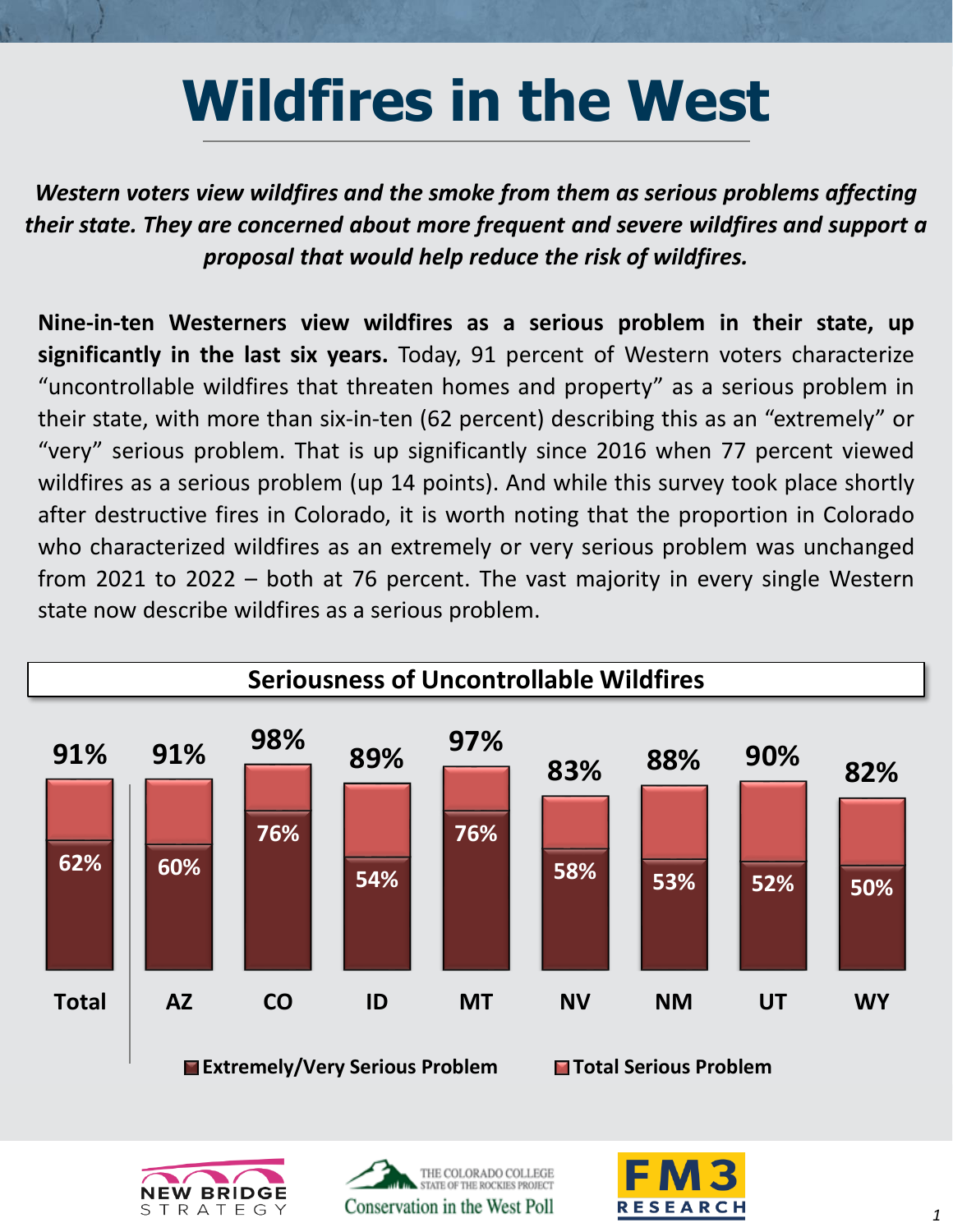# Wildfires in the West

***Western voters view wildfires and the smoke from them as serious problems affecting their state. They are concerned about more frequent and severe wildfires and support a proposal that would help reduce the risk of wildfires.***

**Nine-in-ten Westerners view wildfires as a serious problem in their state, up significantly in the last six years.** Today, 91 percent of Western voters characterize "uncontrollable wildfires that threaten homes and property" as a serious problem in their state, with more than six-in-ten (62 percent) describing this as an "extremely" or "very" serious problem. That is up significantly since 2016 when 77 percent viewed wildfires as a serious problem (up 14 points). And while this survey took place shortly after destructive fires in Colorado, it is worth noting that the proportion in Colorado who characterized wildfires as an extremely or very serious problem was unchanged from 2021 to 2022 – both at 76 percent. The vast majority in every single Western state now describe wildfires as a serious problem.

**Seriousness of Uncontrollable Wildfires**

| | Total | AZ | CO | ID | MT | NV | NM | UT | WY |
|---|---|---|---|---|---|---|---|---|---|
| Extremely/Very Serious Problem | 62% | 60% | 76% | 54% | 76% | 58% | 53% | 52% | 50% |
| Total Serious Problem | 91% | 91% | 98% | 89% | 97% | 83% | 88% | 90% | 82% |

NEW BRIDGE STRATEGY | The Colorado College State of the Rockies Project Conservation in the West Poll | FM3 RESEARCH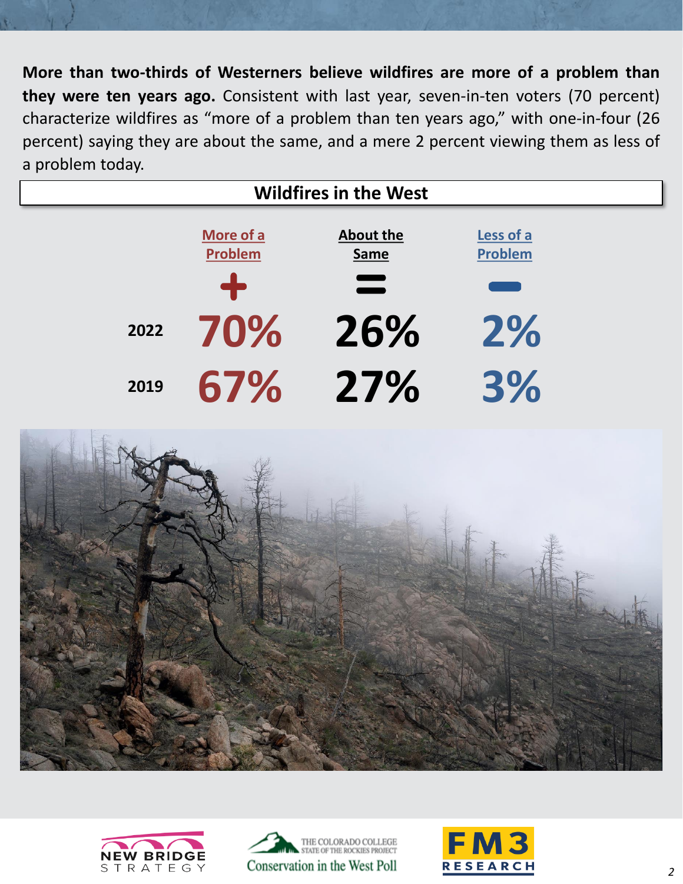**More than two-thirds of Westerners believe wildfires are more of a problem than they were ten years ago.** Consistent with last year, seven-in-ten voters (70 percent) characterize wildfires as "more of a problem than ten years ago," with one-in-four (26 percent) saying they are about the same, and a mere 2 percent viewing them as less of a problem today.

## Wildfires in the West

| | More of a Problem + | About the Same = | Less of a Problem − |
|---|---|---|---|
| 2022 | 70% | 26% | 2% |
| 2019 | 67% | 27% | 3% |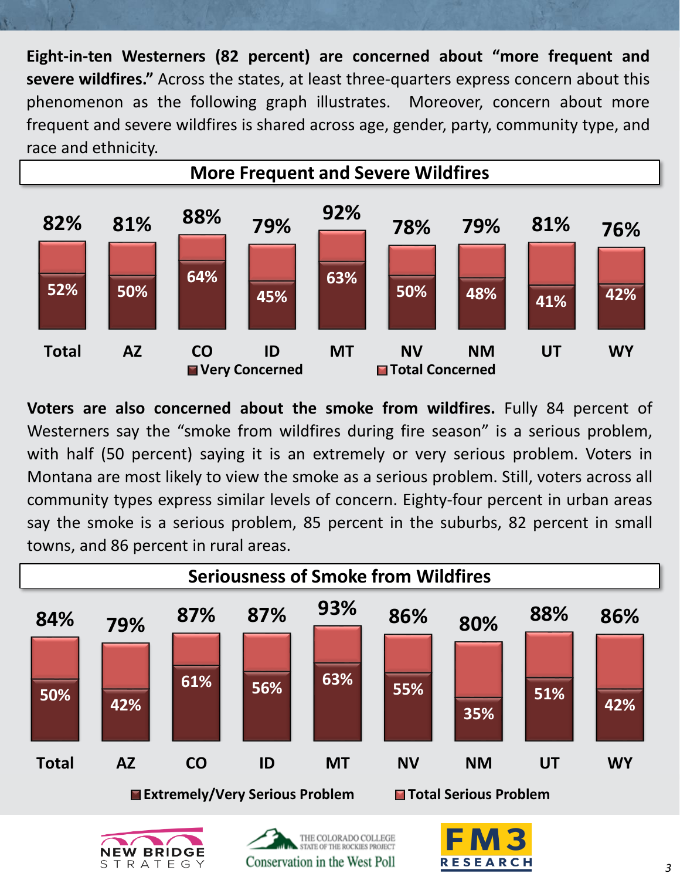**Eight-in-ten Westerners (82 percent) are concerned about "more frequent and severe wildfires."** Across the states, at least three-quarters express concern about this phenomenon as the following graph illustrates. Moreover, concern about more frequent and severe wildfires is shared across age, gender, party, community type, and race and ethnicity.

### More Frequent and Severe Wildfires

| | Total | AZ | CO | ID | MT | NV | NM | UT | WY |
|---|---|---|---|---|---|---|---|---|---|
| Very Concerned | 52% | 50% | 64% | 45% | 63% | 50% | 48% | 41% | 42% |
| Total Concerned | 82% | 81% | 88% | 79% | 92% | 78% | 79% | 81% | 76% |

**Voters are also concerned about the smoke from wildfires.** Fully 84 percent of Westerners say the "smoke from wildfires during fire season" is a serious problem, with half (50 percent) saying it is an extremely or very serious problem. Voters in Montana are most likely to view the smoke as a serious problem. Still, voters across all community types express similar levels of concern. Eighty-four percent in urban areas say the smoke is a serious problem, 85 percent in the suburbs, 82 percent in small towns, and 86 percent in rural areas.

### Seriousness of Smoke from Wildfires

| | Total | AZ | CO | ID | MT | NV | NM | UT | WY |
|---|---|---|---|---|---|---|---|---|---|
| Extremely/Very Serious Problem | 50% | 42% | 61% | 56% | 63% | 55% | 35% | 51% | 42% |
| Total Serious Problem | 84% | 79% | 87% | 87% | 93% | 86% | 80% | 88% | 86% |

NEW BRIDGE STRATEGY | THE COLORADO COLLEGE STATE OF THE ROCKIES PROJECT Conservation in the West Poll | FM3 RESEARCH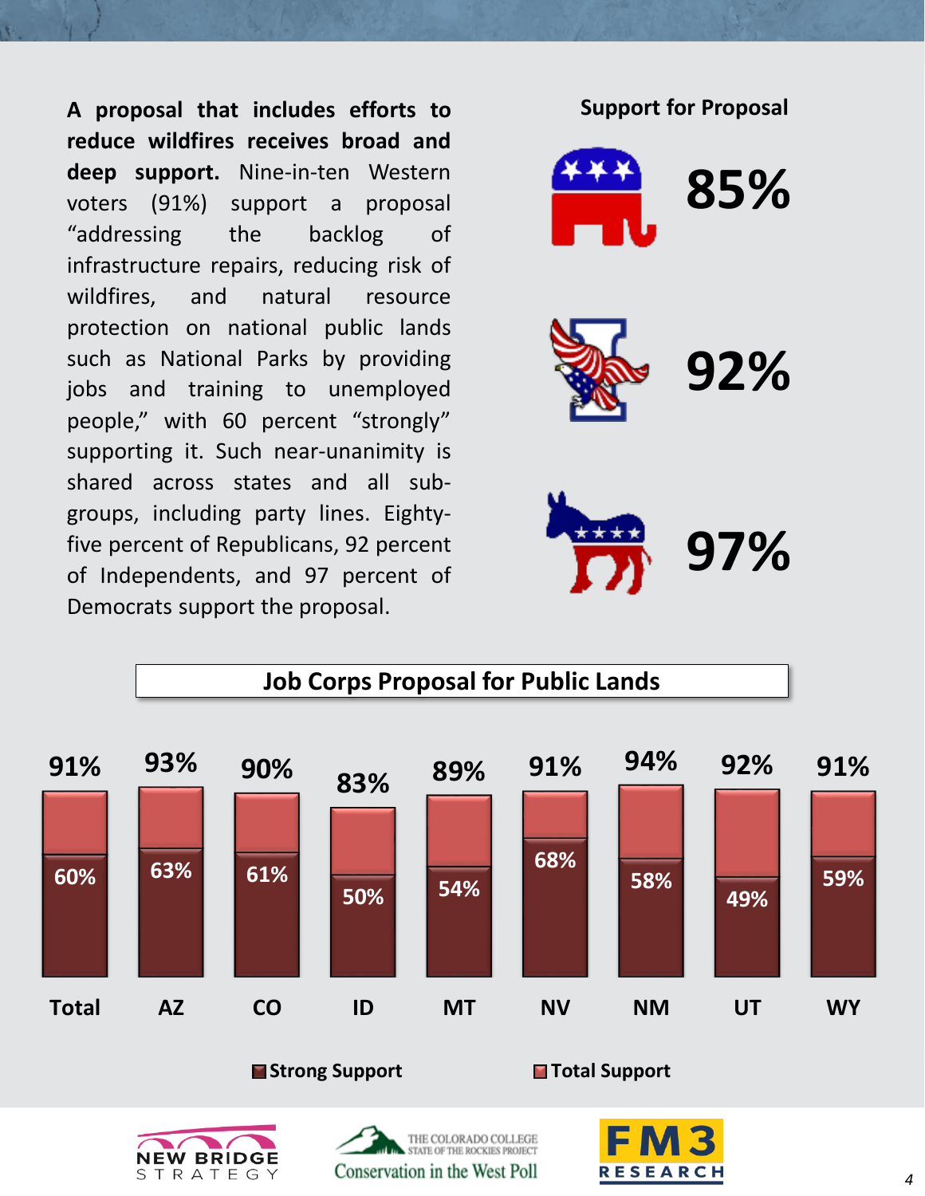**A proposal that includes efforts to reduce wildfires receives broad and deep support.** Nine-in-ten Western voters (91%) support a proposal "addressing the backlog of infrastructure repairs, reducing risk of wildfires, and natural resource protection on national public lands such as National Parks by providing jobs and training to unemployed people," with 60 percent "strongly" supporting it. Such near-unanimity is shared across states and all sub-groups, including party lines. Eighty-five percent of Republicans, 92 percent of Independents, and 97 percent of Democrats support the proposal.

**Support for Proposal**

85%

92%

97%

**Job Corps Proposal for Public Lands**

91% 93% 90% 83% 89% 91% 94% 92% 91%

60% 63% 61% 50% 54% 68% 58% 49% 59%

Total AZ CO ID MT NV NM UT WY

Strong Support

Total Support

NEW BRIDGE STRATEGY

THE COLORADO COLLEGE STATE OF THE ROCKIES PROJECT

Conservation in the West Poll

FM3 RESEARCH